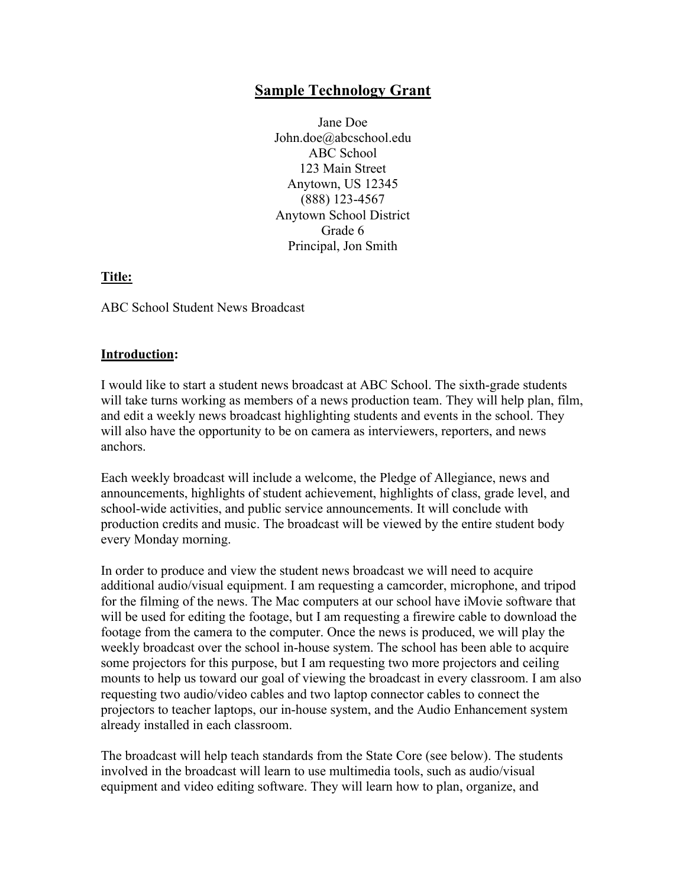# Sample Technology Grant

Jane Doe
John.doe@abcschool.edu
ABC School
123 Main Street
Anytown, US 12345
(888) 123-4567
Anytown School District
Grade 6
Principal, Jon Smith

**Title:**

ABC School Student News Broadcast

**Introduction:**

I would like to start a student news broadcast at ABC School. The sixth-grade students will take turns working as members of a news production team. They will help plan, film, and edit a weekly news broadcast highlighting students and events in the school. They will also have the opportunity to be on camera as interviewers, reporters, and news anchors.

Each weekly broadcast will include a welcome, the Pledge of Allegiance, news and announcements, highlights of student achievement, highlights of class, grade level, and school-wide activities, and public service announcements. It will conclude with production credits and music. The broadcast will be viewed by the entire student body every Monday morning.

In order to produce and view the student news broadcast we will need to acquire additional audio/visual equipment. I am requesting a camcorder, microphone, and tripod for the filming of the news. The Mac computers at our school have iMovie software that will be used for editing the footage, but I am requesting a firewire cable to download the footage from the camera to the computer. Once the news is produced, we will play the weekly broadcast over the school in-house system. The school has been able to acquire some projectors for this purpose, but I am requesting two more projectors and ceiling mounts to help us toward our goal of viewing the broadcast in every classroom. I am also requesting two audio/video cables and two laptop connector cables to connect the projectors to teacher laptops, our in-house system, and the Audio Enhancement system already installed in each classroom.

The broadcast will help teach standards from the State Core (see below). The students involved in the broadcast will learn to use multimedia tools, such as audio/visual equipment and video editing software. They will learn how to plan, organize, and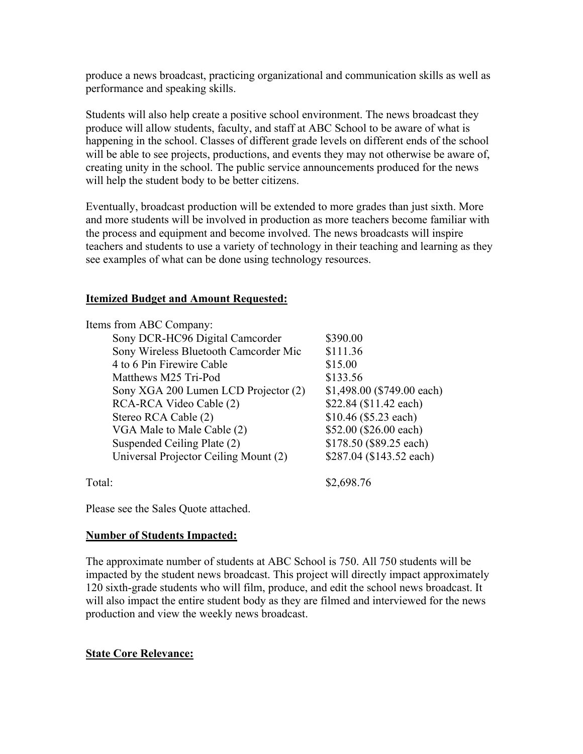produce a news broadcast, practicing organizational and communication skills as well as performance and speaking skills.

Students will also help create a positive school environment. The news broadcast they produce will allow students, faculty, and staff at ABC School to be aware of what is happening in the school. Classes of different grade levels on different ends of the school will be able to see projects, productions, and events they may not otherwise be aware of, creating unity in the school. The public service announcements produced for the news will help the student body to be better citizens.

Eventually, broadcast production will be extended to more grades than just sixth. More and more students will be involved in production as more teachers become familiar with the process and equipment and become involved. The news broadcasts will inspire teachers and students to use a variety of technology in their teaching and learning as they see examples of what can be done using technology resources.

**Itemized Budget and Amount Requested:**

Items from ABC Company:

| Item | Cost |
|---|---|
| Sony DCR-HC96 Digital Camcorder | $390.00 |
| Sony Wireless Bluetooth Camcorder Mic | $111.36 |
| 4 to 6 Pin Firewire Cable | $15.00 |
| Matthews M25 Tri-Pod | $133.56 |
| Sony XGA 200 Lumen LCD Projector (2) | $1,498.00 ($749.00 each) |
| RCA-RCA Video Cable (2) | $22.84 ($11.42 each) |
| Stereo RCA Cable (2) | $10.46 ($5.23 each) |
| VGA Male to Male Cable (2) | $52.00 ($26.00 each) |
| Suspended Ceiling Plate (2) | $178.50 ($89.25 each) |
| Universal Projector Ceiling Mount (2) | $287.04 ($143.52 each) |
| Total: | $2,698.76 |

Please see the Sales Quote attached.

**Number of Students Impacted:**

The approximate number of students at ABC School is 750. All 750 students will be impacted by the student news broadcast. This project will directly impact approximately 120 sixth-grade students who will film, produce, and edit the school news broadcast. It will also impact the entire student body as they are filmed and interviewed for the news production and view the weekly news broadcast.

**State Core Relevance:**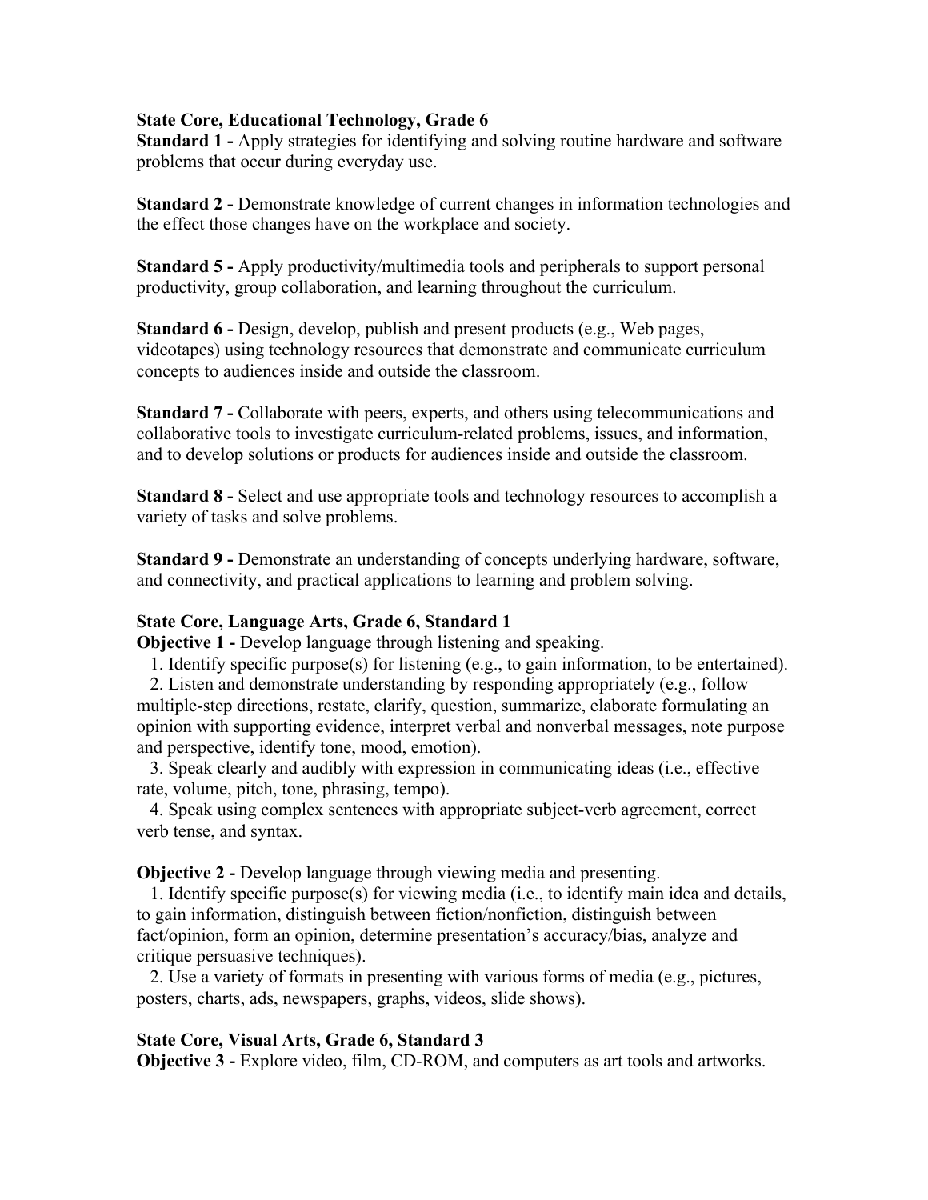**State Core, Educational Technology, Grade 6**

**Standard 1 -** Apply strategies for identifying and solving routine hardware and software problems that occur during everyday use.

**Standard 2 -** Demonstrate knowledge of current changes in information technologies and the effect those changes have on the workplace and society.

**Standard 5 -** Apply productivity/multimedia tools and peripherals to support personal productivity, group collaboration, and learning throughout the curriculum.

**Standard 6 -** Design, develop, publish and present products (e.g., Web pages, videotapes) using technology resources that demonstrate and communicate curriculum concepts to audiences inside and outside the classroom.

**Standard 7 -** Collaborate with peers, experts, and others using telecommunications and collaborative tools to investigate curriculum-related problems, issues, and information, and to develop solutions or products for audiences inside and outside the classroom.

**Standard 8 -** Select and use appropriate tools and technology resources to accomplish a variety of tasks and solve problems.

**Standard 9 -** Demonstrate an understanding of concepts underlying hardware, software, and connectivity, and practical applications to learning and problem solving.

**State Core, Language Arts, Grade 6, Standard 1**

**Objective 1 -** Develop language through listening and speaking.

1. Identify specific purpose(s) for listening (e.g., to gain information, to be entertained).
2. Listen and demonstrate understanding by responding appropriately (e.g., follow multiple-step directions, restate, clarify, question, summarize, elaborate formulating an opinion with supporting evidence, interpret verbal and nonverbal messages, note purpose and perspective, identify tone, mood, emotion).
3. Speak clearly and audibly with expression in communicating ideas (i.e., effective rate, volume, pitch, tone, phrasing, tempo).
4. Speak using complex sentences with appropriate subject-verb agreement, correct verb tense, and syntax.

**Objective 2 -** Develop language through viewing media and presenting.

1. Identify specific purpose(s) for viewing media (i.e., to identify main idea and details, to gain information, distinguish between fiction/nonfiction, distinguish between fact/opinion, form an opinion, determine presentation's accuracy/bias, analyze and critique persuasive techniques).
2. Use a variety of formats in presenting with various forms of media (e.g., pictures, posters, charts, ads, newspapers, graphs, videos, slide shows).

**State Core, Visual Arts, Grade 6, Standard 3**

**Objective 3 -** Explore video, film, CD-ROM, and computers as art tools and artworks.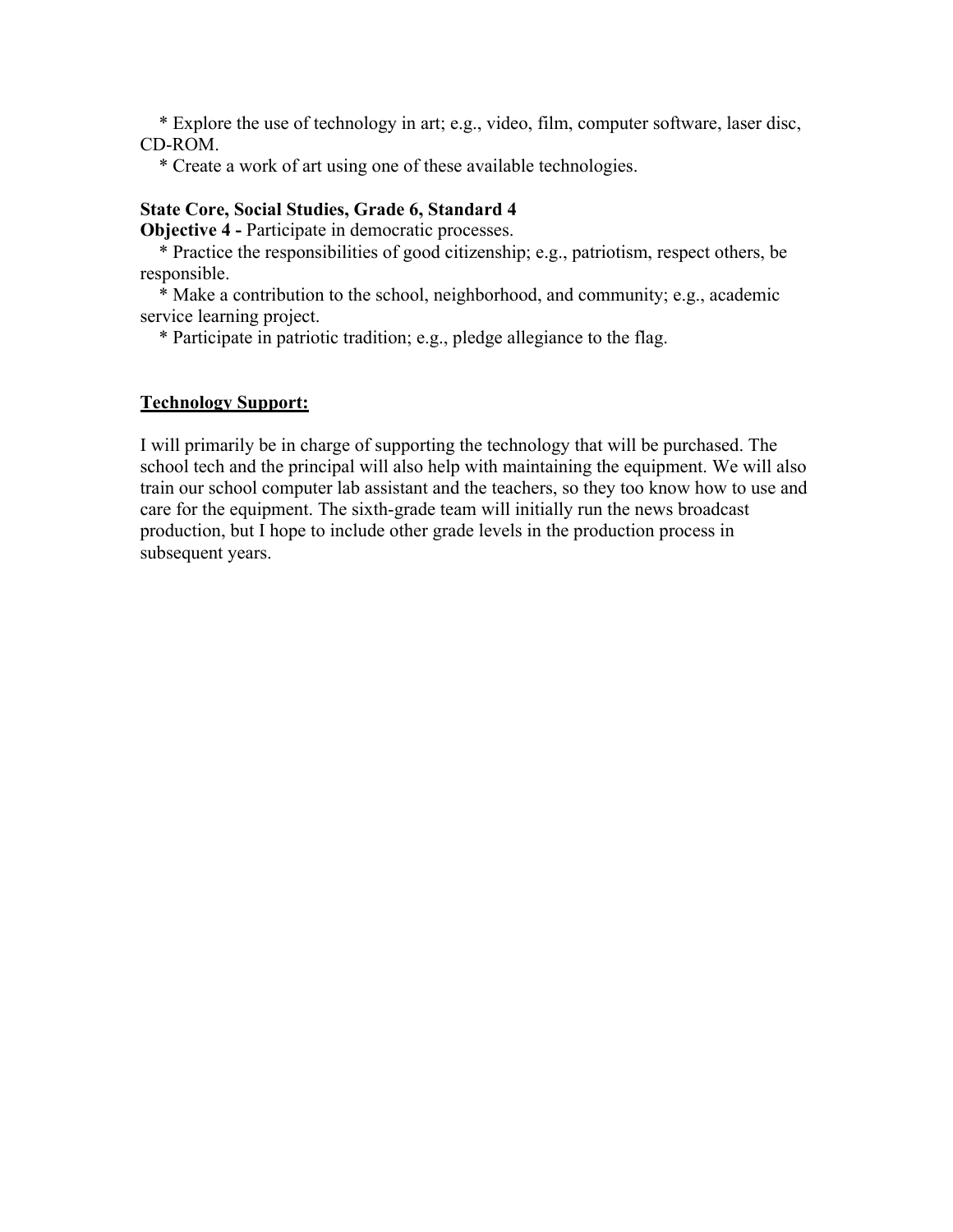* Explore the use of technology in art; e.g., video, film, computer software, laser disc, CD-ROM.
* Create a work of art using one of these available technologies.

**State Core, Social Studies, Grade 6, Standard 4**
**Objective 4 -** Participate in democratic processes.
* Practice the responsibilities of good citizenship; e.g., patriotism, respect others, be responsible.
* Make a contribution to the school, neighborhood, and community; e.g., academic service learning project.
* Participate in patriotic tradition; e.g., pledge allegiance to the flag.

**<u>Technology Support:</u>**

I will primarily be in charge of supporting the technology that will be purchased. The school tech and the principal will also help with maintaining the equipment. We will also train our school computer lab assistant and the teachers, so they too know how to use and care for the equipment. The sixth-grade team will initially run the news broadcast production, but I hope to include other grade levels in the production process in subsequent years.